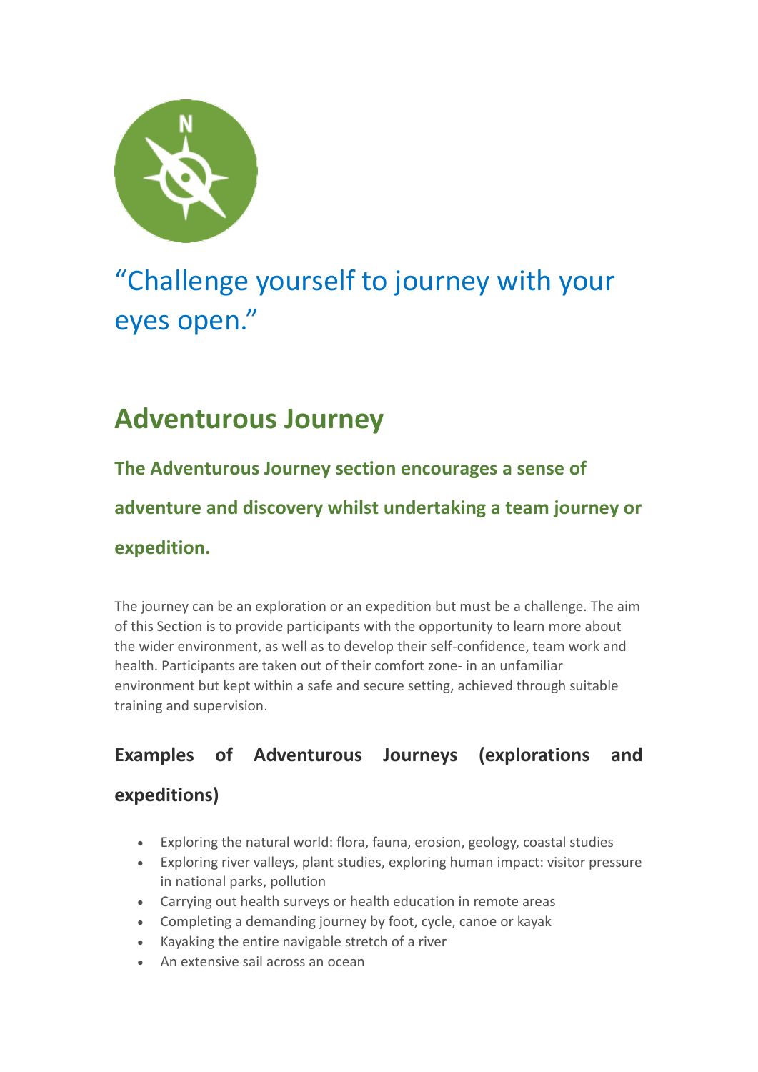"Challenge yourself to journey with your eyes open."

# Adventurous Journey

### The Adventurous Journey section encourages a sense of adventure and discovery whilst undertaking a team journey or expedition.

The journey can be an exploration or an expedition but must be a challenge. The aim of this Section is to provide participants with the opportunity to learn more about the wider environment, as well as to develop their self-confidence, team work and health. Participants are taken out of their comfort zone- in an unfamiliar environment but kept within a safe and secure setting, achieved through suitable training and supervision.

### Examples of Adventurous Journeys (explorations and expeditions)

- Exploring the natural world: flora, fauna, erosion, geology, coastal studies
- Exploring river valleys, plant studies, exploring human impact: visitor pressure in national parks, pollution
- Carrying out health surveys or health education in remote areas
- Completing a demanding journey by foot, cycle, canoe or kayak
- Kayaking the entire navigable stretch of a river
- An extensive sail across an ocean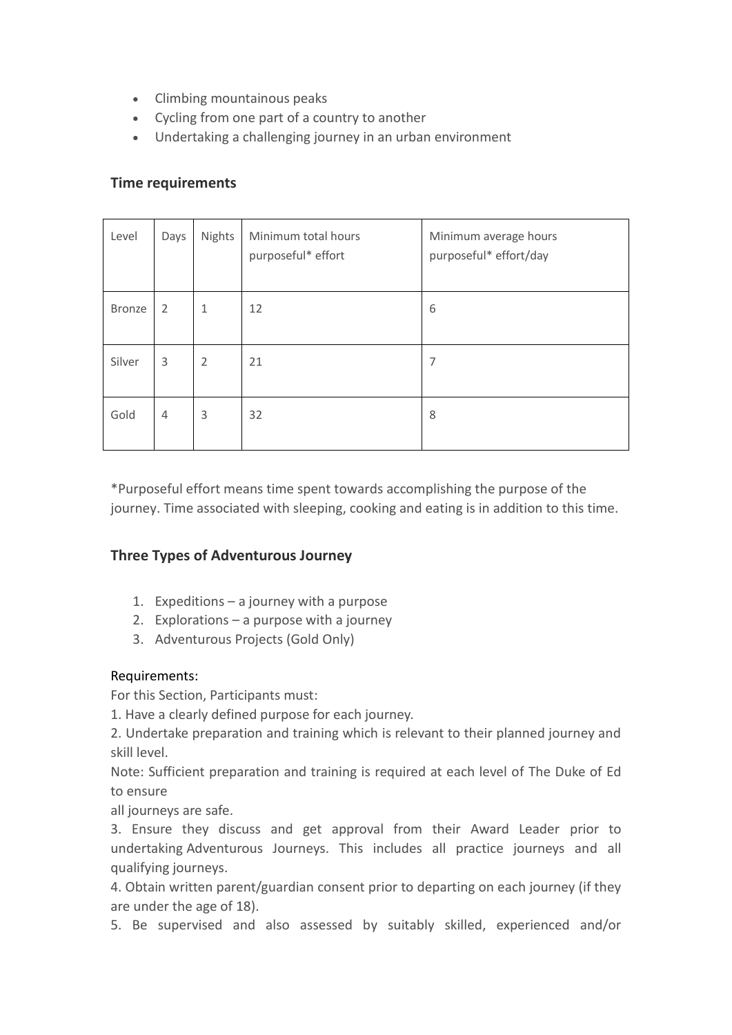- Climbing mountainous peaks
- Cycling from one part of a country to another
- Undertaking a challenging journey in an urban environment

### Time requirements

| Level | Days | Nights | Minimum total hours purposeful* effort | Minimum average hours purposeful* effort/day |
|---|---|---|---|---|
| Bronze | 2 | 1 | 12 | 6 |
| Silver | 3 | 2 | 21 | 7 |
| Gold | 4 | 3 | 32 | 8 |

*Purposeful effort means time spent towards accomplishing the purpose of the journey. Time associated with sleeping, cooking and eating is in addition to this time.

### Three Types of Adventurous Journey

1. Expeditions – a journey with a purpose
2. Explorations – a purpose with a journey
3. Adventurous Projects (Gold Only)

Requirements:

For this Section, Participants must:

1. Have a clearly defined purpose for each journey.
2. Undertake preparation and training which is relevant to their planned journey and skill level.

Note: Sufficient preparation and training is required at each level of The Duke of Ed to ensure all journeys are safe.

3. Ensure they discuss and get approval from their Award Leader prior to undertaking Adventurous Journeys. This includes all practice journeys and all qualifying journeys.
4. Obtain written parent/guardian consent prior to departing on each journey (if they are under the age of 18).
5. Be supervised and also assessed by suitably skilled, experienced and/or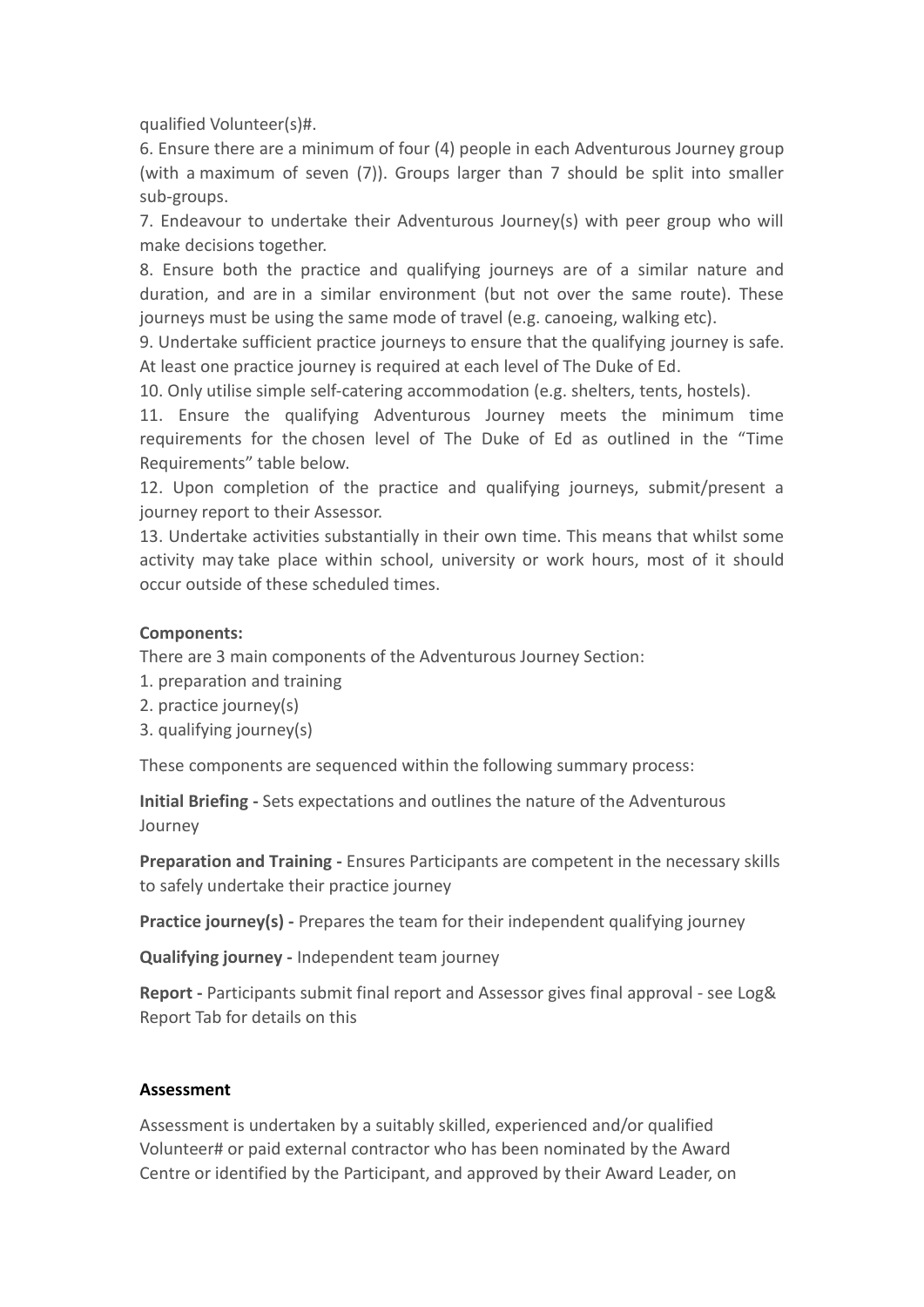qualified Volunteer(s)#.

6. Ensure there are a minimum of four (4) people in each Adventurous Journey group (with a maximum of seven (7)). Groups larger than 7 should be split into smaller sub-groups.

7. Endeavour to undertake their Adventurous Journey(s) with peer group who will make decisions together.

8. Ensure both the practice and qualifying journeys are of a similar nature and duration, and are in a similar environment (but not over the same route). These journeys must be using the same mode of travel (e.g. canoeing, walking etc).

9. Undertake sufficient practice journeys to ensure that the qualifying journey is safe. At least one practice journey is required at each level of The Duke of Ed.

10. Only utilise simple self-catering accommodation (e.g. shelters, tents, hostels).

11. Ensure the qualifying Adventurous Journey meets the minimum time requirements for the chosen level of The Duke of Ed as outlined in the "Time Requirements" table below.

12. Upon completion of the practice and qualifying journeys, submit/present a journey report to their Assessor.

13. Undertake activities substantially in their own time. This means that whilst some activity may take place within school, university or work hours, most of it should occur outside of these scheduled times.

**Components:**

There are 3 main components of the Adventurous Journey Section:

1. preparation and training
2. practice journey(s)
3. qualifying journey(s)

These components are sequenced within the following summary process:

**Initial Briefing -** Sets expectations and outlines the nature of the Adventurous Journey

**Preparation and Training -** Ensures Participants are competent in the necessary skills to safely undertake their practice journey

**Practice journey(s) -** Prepares the team for their independent qualifying journey

**Qualifying journey -** Independent team journey

**Report -** Participants submit final report and Assessor gives final approval - see Log& Report Tab for details on this

**Assessment**

Assessment is undertaken by a suitably skilled, experienced and/or qualified Volunteer# or paid external contractor who has been nominated by the Award Centre or identified by the Participant, and approved by their Award Leader, on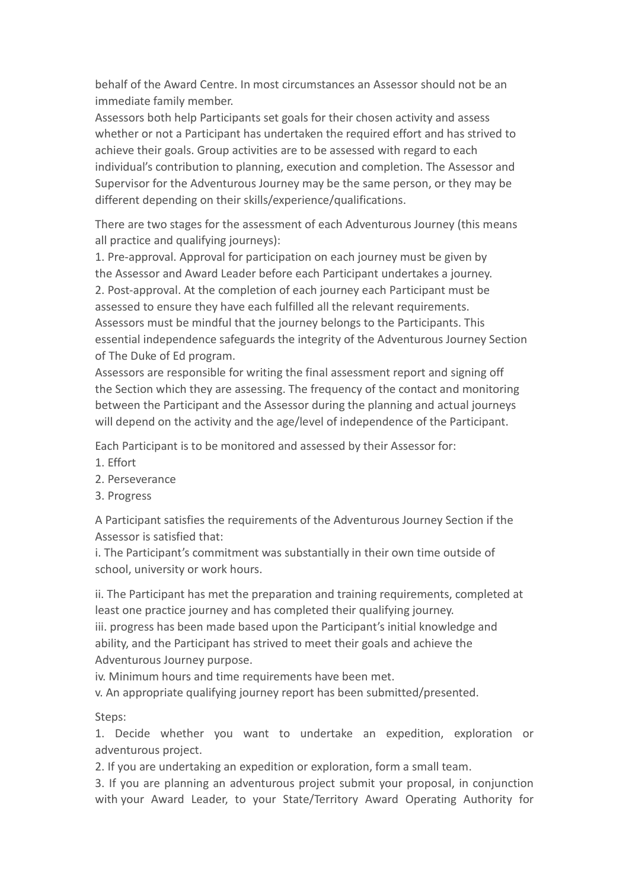behalf of the Award Centre. In most circumstances an Assessor should not be an immediate family member.

Assessors both help Participants set goals for their chosen activity and assess whether or not a Participant has undertaken the required effort and has strived to achieve their goals. Group activities are to be assessed with regard to each individual's contribution to planning, execution and completion. The Assessor and Supervisor for the Adventurous Journey may be the same person, or they may be different depending on their skills/experience/qualifications.

There are two stages for the assessment of each Adventurous Journey (this means all practice and qualifying journeys):

1. Pre-approval. Approval for participation on each journey must be given by the Assessor and Award Leader before each Participant undertakes a journey.
2. Post-approval. At the completion of each journey each Participant must be assessed to ensure they have each fulfilled all the relevant requirements.

Assessors must be mindful that the journey belongs to the Participants. This essential independence safeguards the integrity of the Adventurous Journey Section of The Duke of Ed program.

Assessors are responsible for writing the final assessment report and signing off the Section which they are assessing. The frequency of the contact and monitoring between the Participant and the Assessor during the planning and actual journeys will depend on the activity and the age/level of independence of the Participant.

Each Participant is to be monitored and assessed by their Assessor for:

1. Effort
2. Perseverance
3. Progress

A Participant satisfies the requirements of the Adventurous Journey Section if the Assessor is satisfied that:

i. The Participant's commitment was substantially in their own time outside of school, university or work hours.

ii. The Participant has met the preparation and training requirements, completed at least one practice journey and has completed their qualifying journey.

iii. progress has been made based upon the Participant's initial knowledge and ability, and the Participant has strived to meet their goals and achieve the Adventurous Journey purpose.

iv. Minimum hours and time requirements have been met.

v. An appropriate qualifying journey report has been submitted/presented.

Steps:

1. Decide whether you want to undertake an expedition, exploration or adventurous project.
2. If you are undertaking an expedition or exploration, form a small team.
3. If you are planning an adventurous project submit your proposal, in conjunction with your Award Leader, to your State/Territory Award Operating Authority for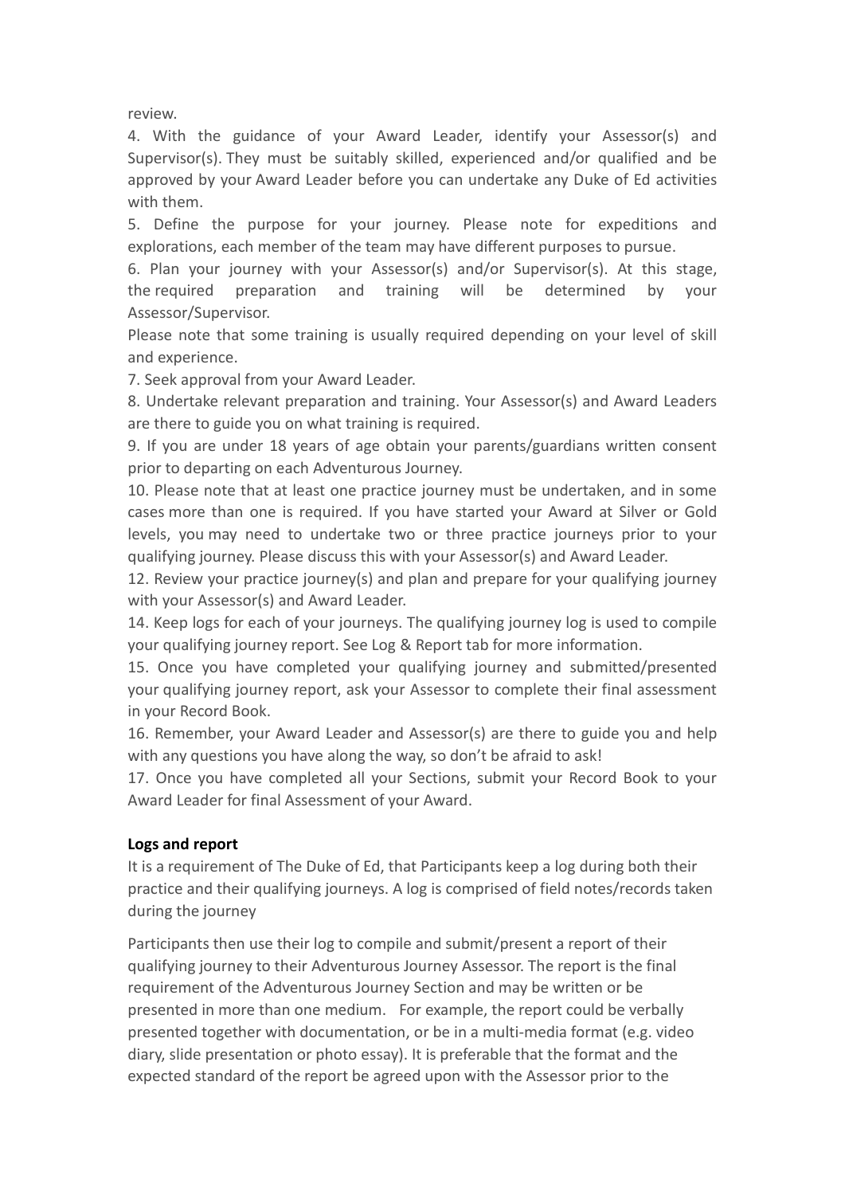review.

4. With the guidance of your Award Leader, identify your Assessor(s) and Supervisor(s). They must be suitably skilled, experienced and/or qualified and be approved by your Award Leader before you can undertake any Duke of Ed activities with them.

5. Define the purpose for your journey. Please note for expeditions and explorations, each member of the team may have different purposes to pursue.

6. Plan your journey with your Assessor(s) and/or Supervisor(s). At this stage, the required preparation and training will be determined by your Assessor/Supervisor.

Please note that some training is usually required depending on your level of skill and experience.

7. Seek approval from your Award Leader.

8. Undertake relevant preparation and training. Your Assessor(s) and Award Leaders are there to guide you on what training is required.

9. If you are under 18 years of age obtain your parents/guardians written consent prior to departing on each Adventurous Journey.

10. Please note that at least one practice journey must be undertaken, and in some cases more than one is required. If you have started your Award at Silver or Gold levels, you may need to undertake two or three practice journeys prior to your qualifying journey. Please discuss this with your Assessor(s) and Award Leader.

12. Review your practice journey(s) and plan and prepare for your qualifying journey with your Assessor(s) and Award Leader.

14. Keep logs for each of your journeys. The qualifying journey log is used to compile your qualifying journey report. See Log & Report tab for more information.

15. Once you have completed your qualifying journey and submitted/presented your qualifying journey report, ask your Assessor to complete their final assessment in your Record Book.

16. Remember, your Award Leader and Assessor(s) are there to guide you and help with any questions you have along the way, so don't be afraid to ask!

17. Once you have completed all your Sections, submit your Record Book to your Award Leader for final Assessment of your Award.

**Logs and report**

It is a requirement of The Duke of Ed, that Participants keep a log during both their practice and their qualifying journeys. A log is comprised of field notes/records taken during the journey

Participants then use their log to compile and submit/present a report of their qualifying journey to their Adventurous Journey Assessor. The report is the final requirement of the Adventurous Journey Section and may be written or be presented in more than one medium. For example, the report could be verbally presented together with documentation, or be in a multi-media format (e.g. video diary, slide presentation or photo essay). It is preferable that the format and the expected standard of the report be agreed upon with the Assessor prior to the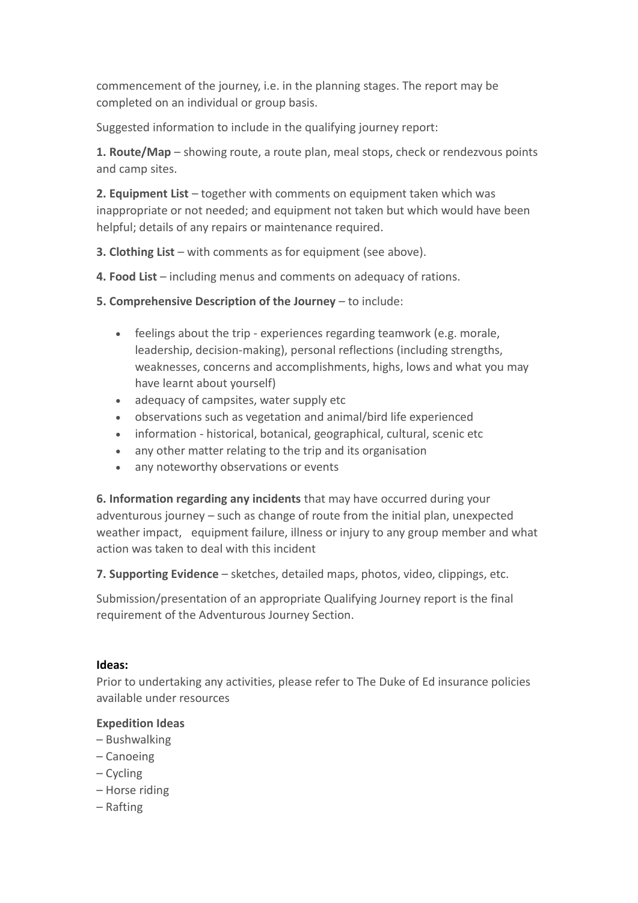commencement of the journey, i.e. in the planning stages. The report may be completed on an individual or group basis.

Suggested information to include in the qualifying journey report:

**1. Route/Map** – showing route, a route plan, meal stops, check or rendezvous points and camp sites.

**2. Equipment List** – together with comments on equipment taken which was inappropriate or not needed; and equipment not taken but which would have been helpful; details of any repairs or maintenance required.

**3. Clothing List** – with comments as for equipment (see above).

**4. Food List** – including menus and comments on adequacy of rations.

**5. Comprehensive Description of the Journey** – to include:

- feelings about the trip - experiences regarding teamwork (e.g. morale, leadership, decision-making), personal reflections (including strengths, weaknesses, concerns and accomplishments, highs, lows and what you may have learnt about yourself)
- adequacy of campsites, water supply etc
- observations such as vegetation and animal/bird life experienced
- information - historical, botanical, geographical, cultural, scenic etc
- any other matter relating to the trip and its organisation
- any noteworthy observations or events

**6. Information regarding any incidents** that may have occurred during your adventurous journey – such as change of route from the initial plan, unexpected weather impact, equipment failure, illness or injury to any group member and what action was taken to deal with this incident

**7. Supporting Evidence** – sketches, detailed maps, photos, video, clippings, etc.

Submission/presentation of an appropriate Qualifying Journey report is the final requirement of the Adventurous Journey Section.

**Ideas:**

Prior to undertaking any activities, please refer to The Duke of Ed insurance policies available under resources

**Expedition Ideas**

– Bushwalking
– Canoeing
– Cycling
– Horse riding
– Rafting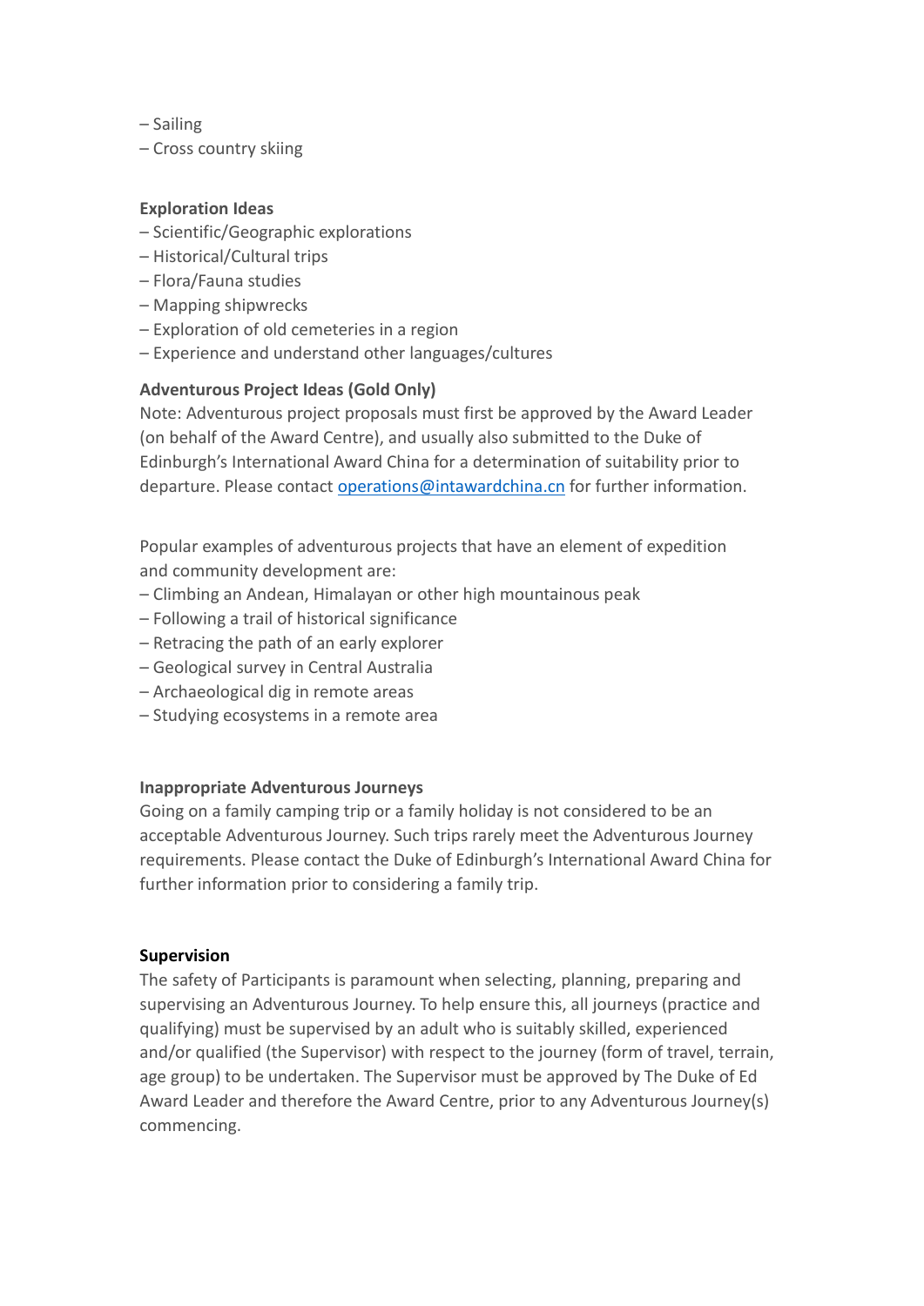– Sailing
– Cross country skiing

**Exploration Ideas**
– Scientific/Geographic explorations
– Historical/Cultural trips
– Flora/Fauna studies
– Mapping shipwrecks
– Exploration of old cemeteries in a region
– Experience and understand other languages/cultures

**Adventurous Project Ideas (Gold Only)**
Note: Adventurous project proposals must first be approved by the Award Leader (on behalf of the Award Centre), and usually also submitted to the Duke of Edinburgh's International Award China for a determination of suitability prior to departure. Please contact operations@intawardchina.cn for further information.

Popular examples of adventurous projects that have an element of expedition and community development are:
– Climbing an Andean, Himalayan or other high mountainous peak
– Following a trail of historical significance
– Retracing the path of an early explorer
– Geological survey in Central Australia
– Archaeological dig in remote areas
– Studying ecosystems in a remote area

**Inappropriate Adventurous Journeys**
Going on a family camping trip or a family holiday is not considered to be an acceptable Adventurous Journey. Such trips rarely meet the Adventurous Journey requirements. Please contact the Duke of Edinburgh's International Award China for further information prior to considering a family trip.

**Supervision**
The safety of Participants is paramount when selecting, planning, preparing and supervising an Adventurous Journey. To help ensure this, all journeys (practice and qualifying) must be supervised by an adult who is suitably skilled, experienced and/or qualified (the Supervisor) with respect to the journey (form of travel, terrain, age group) to be undertaken. The Supervisor must be approved by The Duke of Ed Award Leader and therefore the Award Centre, prior to any Adventurous Journey(s) commencing.